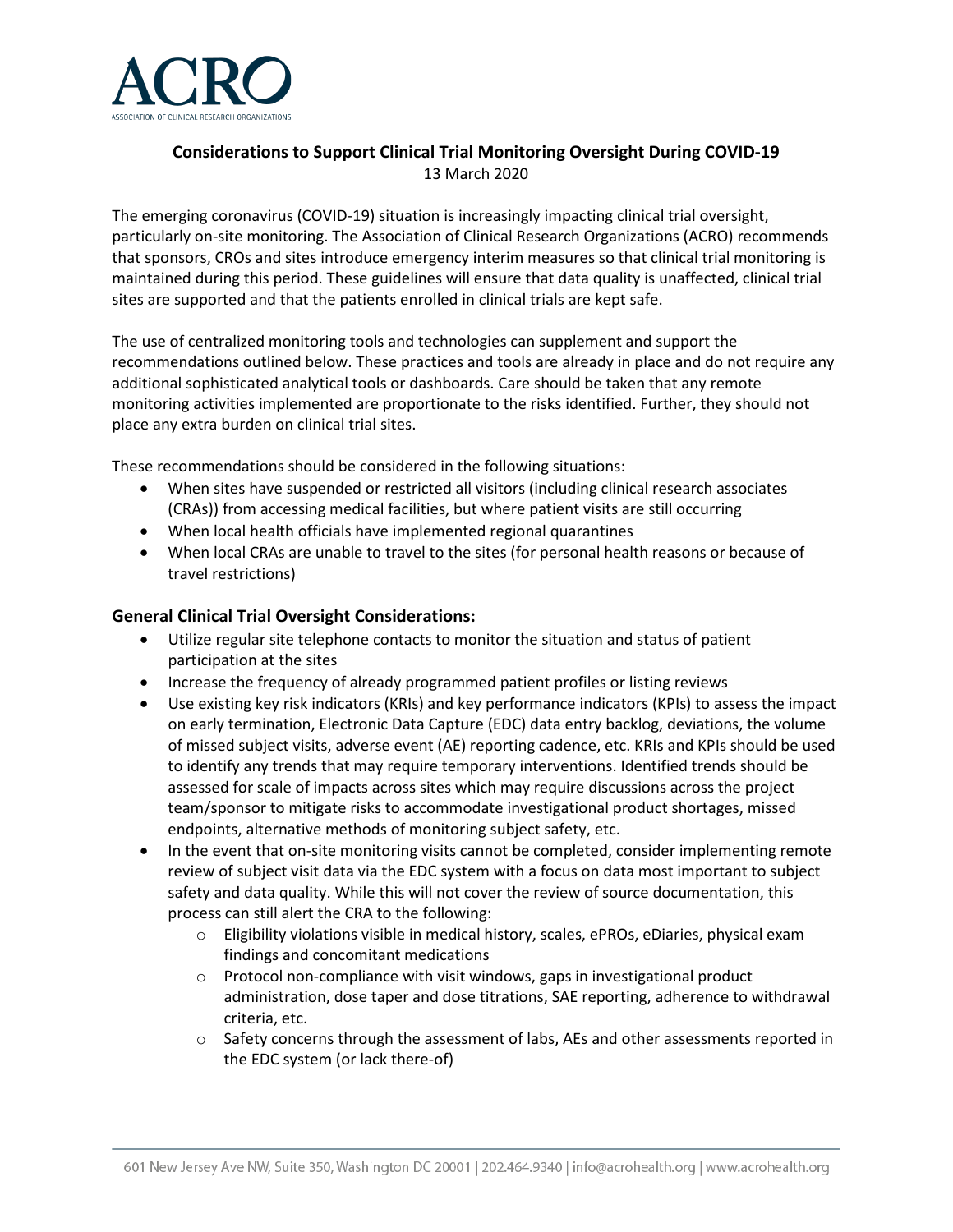ACRO

ASSOCIATION OF CLINICAL RESEARCH ORGANIZATIONS

**Considerations to Support Clinical Trial Monitoring Oversight During COVID-19**

13 March 2020

The emerging coronavirus (COVID-19) situation is increasingly impacting clinical trial oversight, particularly on-site monitoring. The Association of Clinical Research Organizations (ACRO) recommends that sponsors, CROs and sites introduce emergency interim measures so that clinical trial monitoring is maintained during this period. These guidelines will ensure that data quality is unaffected, clinical trial sites are supported and that the patients enrolled in clinical trials are kept safe.

The use of centralized monitoring tools and technologies can supplement and support the recommendations outlined below. These practices and tools are already in place and do not require any additional sophisticated analytical tools or dashboards. Care should be taken that any remote monitoring activities implemented are proportionate to the risks identified. Further, they should not place any extra burden on clinical trial sites.

These recommendations should be considered in the following situations:

- When sites have suspended or restricted all visitors (including clinical research associates (CRAs)) from accessing medical facilities, but where patient visits are still occurring
- When local health officials have implemented regional quarantines
- When local CRAs are unable to travel to the sites (for personal health reasons or because of travel restrictions)

## General Clinical Trial Oversight Considerations:

- Utilize regular site telephone contacts to monitor the situation and status of patient participation at the sites
- Increase the frequency of already programmed patient profiles or listing reviews
- Use existing key risk indicators (KRIs) and key performance indicators (KPIs) to assess the impact on early termination, Electronic Data Capture (EDC) data entry backlog, deviations, the volume of missed subject visits, adverse event (AE) reporting cadence, etc. KRIs and KPIs should be used to identify any trends that may require temporary interventions. Identified trends should be assessed for scale of impacts across sites which may require discussions across the project team/sponsor to mitigate risks to accommodate investigational product shortages, missed endpoints, alternative methods of monitoring subject safety, etc.
- In the event that on-site monitoring visits cannot be completed, consider implementing remote review of subject visit data via the EDC system with a focus on data most important to subject safety and data quality. While this will not cover the review of source documentation, this process can still alert the CRA to the following:
    - Eligibility violations visible in medical history, scales, ePROs, eDiaries, physical exam findings and concomitant medications
    - Protocol non-compliance with visit windows, gaps in investigational product administration, dose taper and dose titrations, SAE reporting, adherence to withdrawal criteria, etc.
    - Safety concerns through the assessment of labs, AEs and other assessments reported in the EDC system (or lack there-of)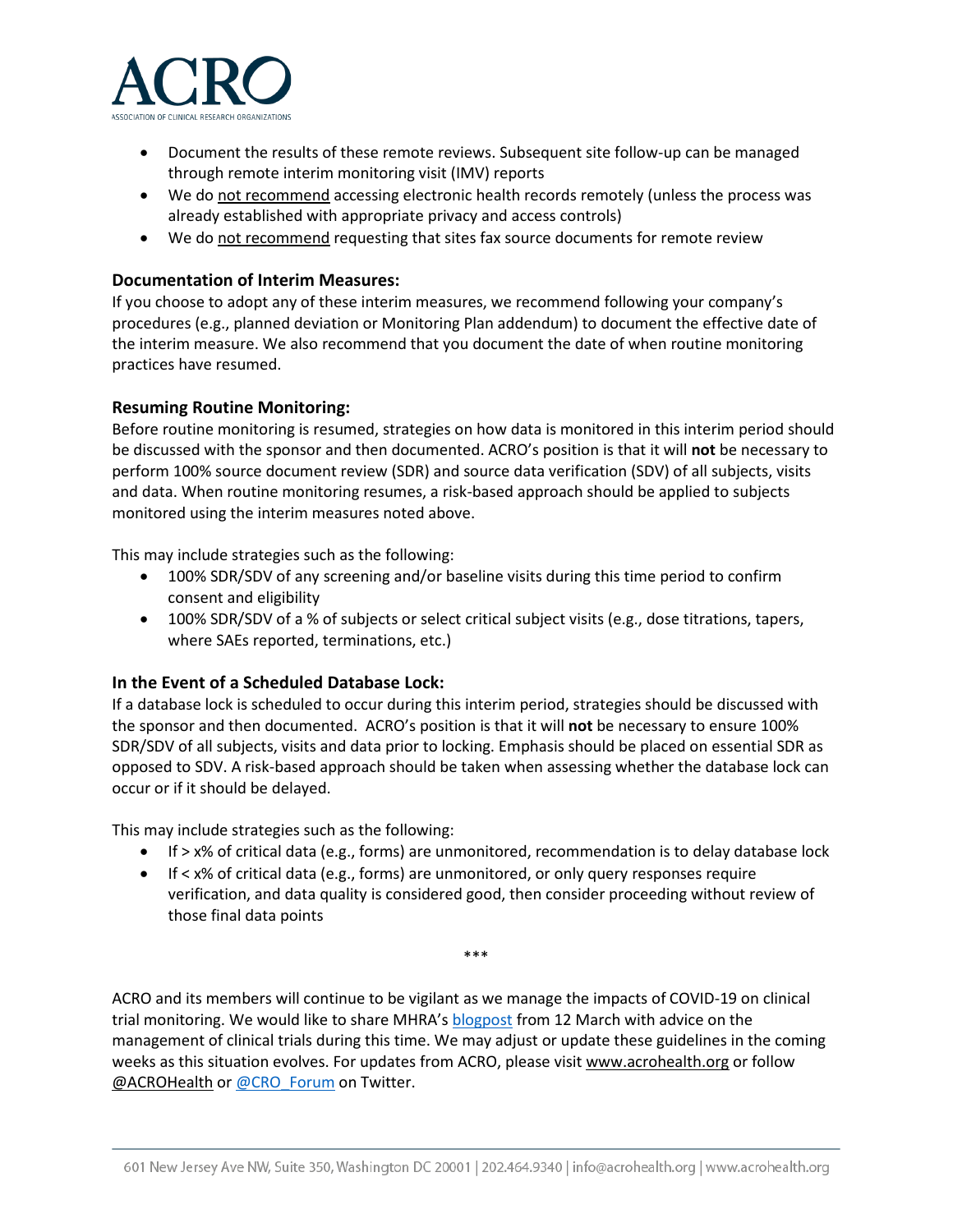- Document the results of these remote reviews. Subsequent site follow-up can be managed through remote interim monitoring visit (IMV) reports
- We do not recommend accessing electronic health records remotely (unless the process was already established with appropriate privacy and access controls)
- We do not recommend requesting that sites fax source documents for remote review

### Documentation of Interim Measures:

If you choose to adopt any of these interim measures, we recommend following your company's procedures (e.g., planned deviation or Monitoring Plan addendum) to document the effective date of the interim measure. We also recommend that you document the date of when routine monitoring practices have resumed.

### Resuming Routine Monitoring:

Before routine monitoring is resumed, strategies on how data is monitored in this interim period should be discussed with the sponsor and then documented. ACRO's position is that it will **not** be necessary to perform 100% source document review (SDR) and source data verification (SDV) of all subjects, visits and data. When routine monitoring resumes, a risk-based approach should be applied to subjects monitored using the interim measures noted above.

This may include strategies such as the following:

- 100% SDR/SDV of any screening and/or baseline visits during this time period to confirm consent and eligibility
- 100% SDR/SDV of a % of subjects or select critical subject visits (e.g., dose titrations, tapers, where SAEs reported, terminations, etc.)

### In the Event of a Scheduled Database Lock:

If a database lock is scheduled to occur during this interim period, strategies should be discussed with the sponsor and then documented. ACRO's position is that it will **not** be necessary to ensure 100% SDR/SDV of all subjects, visits and data prior to locking. Emphasis should be placed on essential SDR as opposed to SDV. A risk-based approach should be taken when assessing whether the database lock can occur or if it should be delayed.

This may include strategies such as the following:

- If > x% of critical data (e.g., forms) are unmonitored, recommendation is to delay database lock
- If < x% of critical data (e.g., forms) are unmonitored, or only query responses require verification, and data quality is considered good, then consider proceeding without review of those final data points

\*\*\*

ACRO and its members will continue to be vigilant as we manage the impacts of COVID-19 on clinical trial monitoring. We would like to share MHRA's blogpost from 12 March with advice on the management of clinical trials during this time. We may adjust or update these guidelines in the coming weeks as this situation evolves. For updates from ACRO, please visit www.acrohealth.org or follow @ACROHealth or @CRO_Forum on Twitter.